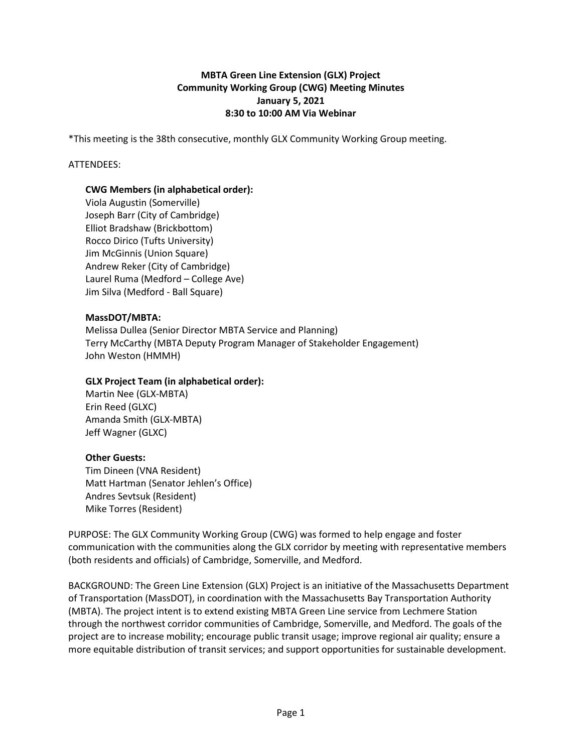**MBTA Green Line Extension (GLX) Project**
**Community Working Group (CWG) Meeting Minutes**
**January 5, 2021**
**8:30 to 10:00 AM Via Webinar**

*This meeting is the 38th consecutive, monthly GLX Community Working Group meeting.

ATTENDEES:

**CWG Members (in alphabetical order):**
Viola Augustin (Somerville)
Joseph Barr (City of Cambridge)
Elliot Bradshaw (Brickbottom)
Rocco Dirico (Tufts University)
Jim McGinnis (Union Square)
Andrew Reker (City of Cambridge)
Laurel Ruma (Medford – College Ave)
Jim Silva (Medford - Ball Square)

**MassDOT/MBTA:**
Melissa Dullea (Senior Director MBTA Service and Planning)
Terry McCarthy (MBTA Deputy Program Manager of Stakeholder Engagement)
John Weston (HMMH)

**GLX Project Team (in alphabetical order):**
Martin Nee (GLX-MBTA)
Erin Reed (GLXC)
Amanda Smith (GLX-MBTA)
Jeff Wagner (GLXC)

**Other Guests:**
Tim Dineen (VNA Resident)
Matt Hartman (Senator Jehlen's Office)
Andres Sevtsuk (Resident)
Mike Torres (Resident)

PURPOSE: The GLX Community Working Group (CWG) was formed to help engage and foster communication with the communities along the GLX corridor by meeting with representative members (both residents and officials) of Cambridge, Somerville, and Medford.

BACKGROUND: The Green Line Extension (GLX) Project is an initiative of the Massachusetts Department of Transportation (MassDOT), in coordination with the Massachusetts Bay Transportation Authority (MBTA). The project intent is to extend existing MBTA Green Line service from Lechmere Station through the northwest corridor communities of Cambridge, Somerville, and Medford. The goals of the project are to increase mobility; encourage public transit usage; improve regional air quality; ensure a more equitable distribution of transit services; and support opportunities for sustainable development.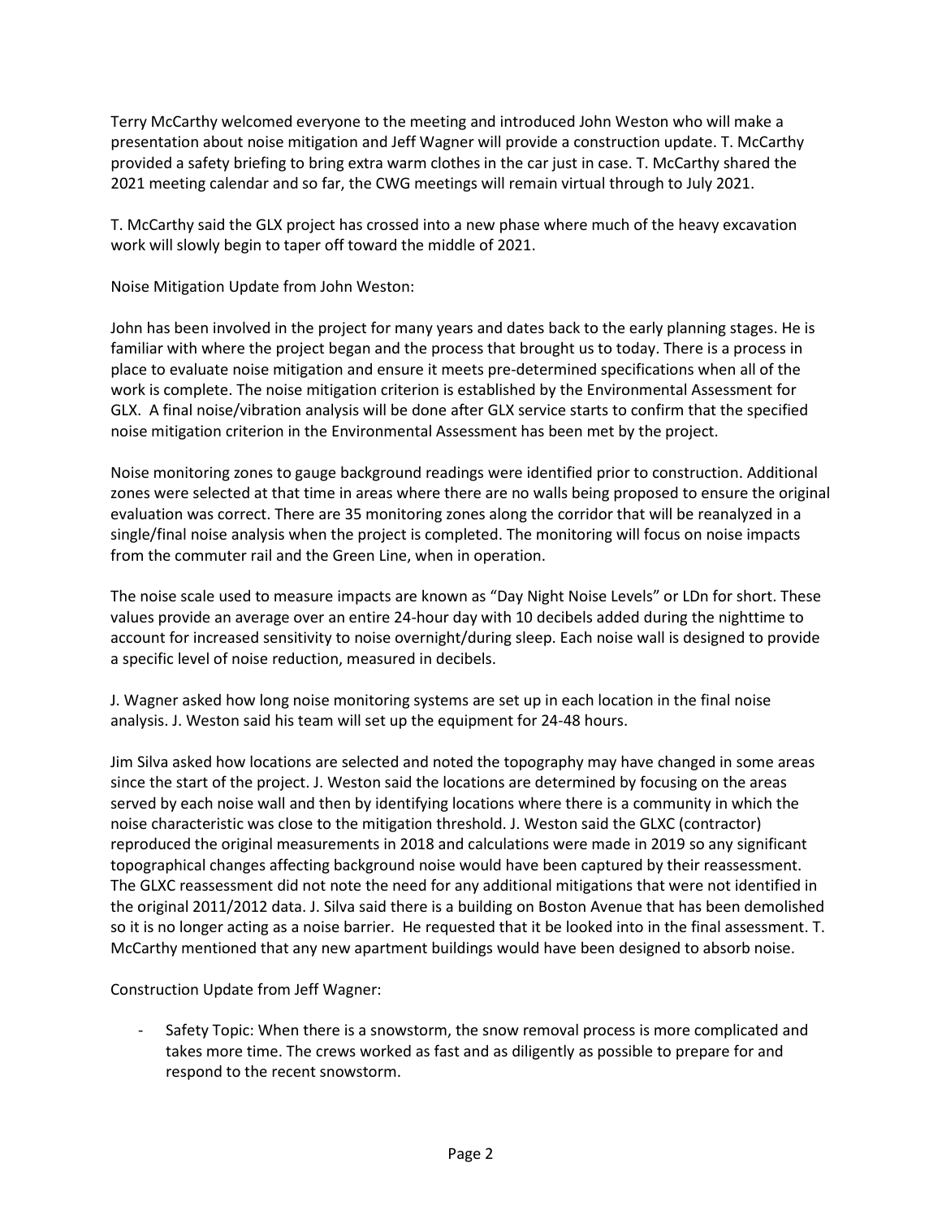Terry McCarthy welcomed everyone to the meeting and introduced John Weston who will make a presentation about noise mitigation and Jeff Wagner will provide a construction update. T. McCarthy provided a safety briefing to bring extra warm clothes in the car just in case. T. McCarthy shared the 2021 meeting calendar and so far, the CWG meetings will remain virtual through to July 2021.

T. McCarthy said the GLX project has crossed into a new phase where much of the heavy excavation work will slowly begin to taper off toward the middle of 2021.

Noise Mitigation Update from John Weston:

John has been involved in the project for many years and dates back to the early planning stages. He is familiar with where the project began and the process that brought us to today. There is a process in place to evaluate noise mitigation and ensure it meets pre-determined specifications when all of the work is complete. The noise mitigation criterion is established by the Environmental Assessment for GLX. A final noise/vibration analysis will be done after GLX service starts to confirm that the specified noise mitigation criterion in the Environmental Assessment has been met by the project.

Noise monitoring zones to gauge background readings were identified prior to construction. Additional zones were selected at that time in areas where there are no walls being proposed to ensure the original evaluation was correct. There are 35 monitoring zones along the corridor that will be reanalyzed in a single/final noise analysis when the project is completed. The monitoring will focus on noise impacts from the commuter rail and the Green Line, when in operation.

The noise scale used to measure impacts are known as "Day Night Noise Levels" or LDn for short. These values provide an average over an entire 24-hour day with 10 decibels added during the nighttime to account for increased sensitivity to noise overnight/during sleep. Each noise wall is designed to provide a specific level of noise reduction, measured in decibels.

J. Wagner asked how long noise monitoring systems are set up in each location in the final noise analysis. J. Weston said his team will set up the equipment for 24-48 hours.

Jim Silva asked how locations are selected and noted the topography may have changed in some areas since the start of the project. J. Weston said the locations are determined by focusing on the areas served by each noise wall and then by identifying locations where there is a community in which the noise characteristic was close to the mitigation threshold. J. Weston said the GLXC (contractor) reproduced the original measurements in 2018 and calculations were made in 2019 so any significant topographical changes affecting background noise would have been captured by their reassessment. The GLXC reassessment did not note the need for any additional mitigations that were not identified in the original 2011/2012 data. J. Silva said there is a building on Boston Avenue that has been demolished so it is no longer acting as a noise barrier. He requested that it be looked into in the final assessment. T. McCarthy mentioned that any new apartment buildings would have been designed to absorb noise.

Construction Update from Jeff Wagner:

- Safety Topic: When there is a snowstorm, the snow removal process is more complicated and takes more time. The crews worked as fast and as diligently as possible to prepare for and respond to the recent snowstorm.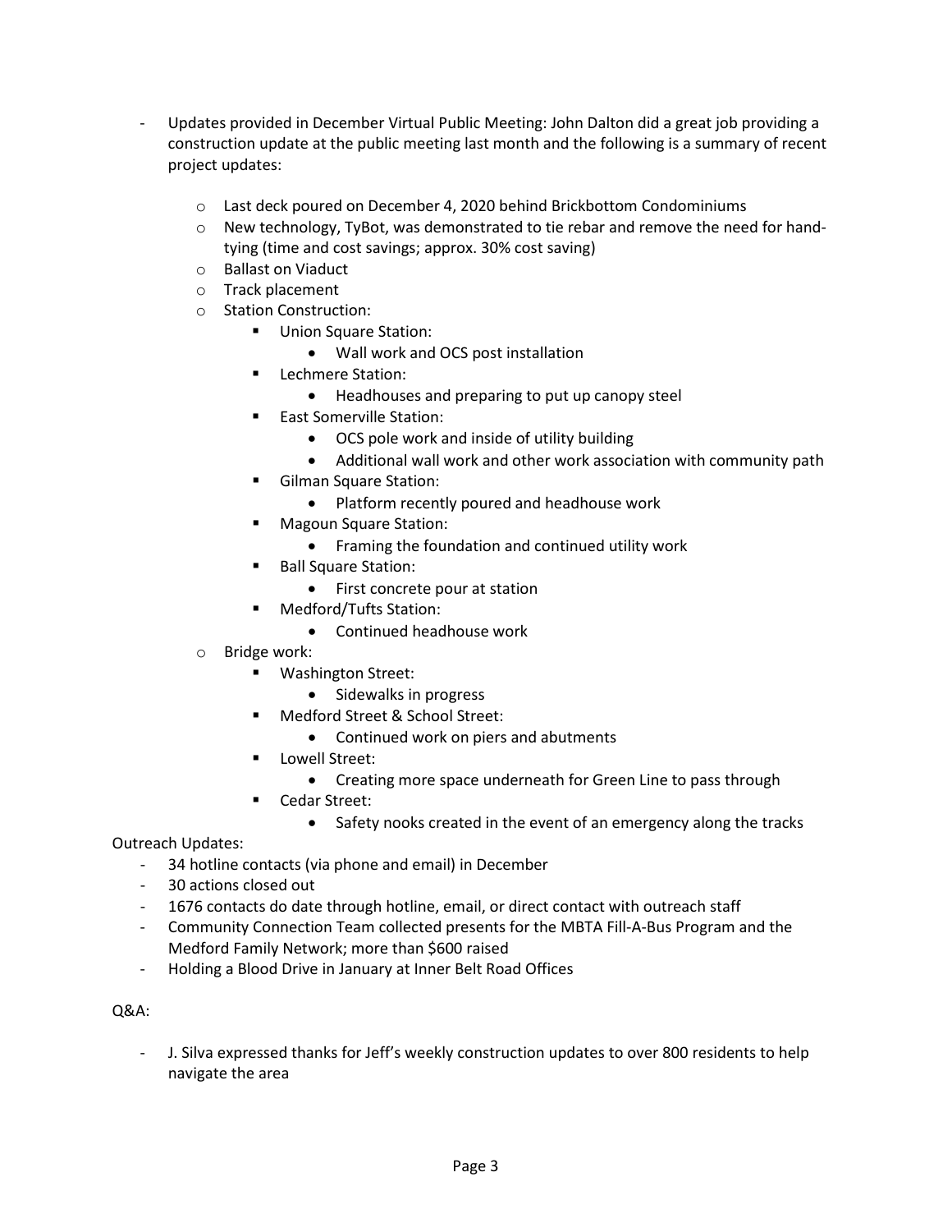- Updates provided in December Virtual Public Meeting: John Dalton did a great job providing a construction update at the public meeting last month and the following is a summary of recent project updates:
    - Last deck poured on December 4, 2020 behind Brickbottom Condominiums
    - New technology, TyBot, was demonstrated to tie rebar and remove the need for hand-tying (time and cost savings; approx. 30% cost saving)
    - Ballast on Viaduct
    - Track placement
    - Station Construction:
        - Union Square Station:
            - Wall work and OCS post installation
        - Lechmere Station:
            - Headhouses and preparing to put up canopy steel
        - East Somerville Station:
            - OCS pole work and inside of utility building
            - Additional wall work and other work association with community path
        - Gilman Square Station:
            - Platform recently poured and headhouse work
        - Magoun Square Station:
            - Framing the foundation and continued utility work
        - Ball Square Station:
            - First concrete pour at station
        - Medford/Tufts Station:
            - Continued headhouse work
    - Bridge work:
        - Washington Street:
            - Sidewalks in progress
        - Medford Street & School Street:
            - Continued work on piers and abutments
        - Lowell Street:
            - Creating more space underneath for Green Line to pass through
        - Cedar Street:
            - Safety nooks created in the event of an emergency along the tracks

Outreach Updates:

- 34 hotline contacts (via phone and email) in December
- 30 actions closed out
- 1676 contacts do date through hotline, email, or direct contact with outreach staff
- Community Connection Team collected presents for the MBTA Fill-A-Bus Program and the Medford Family Network; more than $600 raised
- Holding a Blood Drive in January at Inner Belt Road Offices

Q&A:

- J. Silva expressed thanks for Jeff's weekly construction updates to over 800 residents to help navigate the area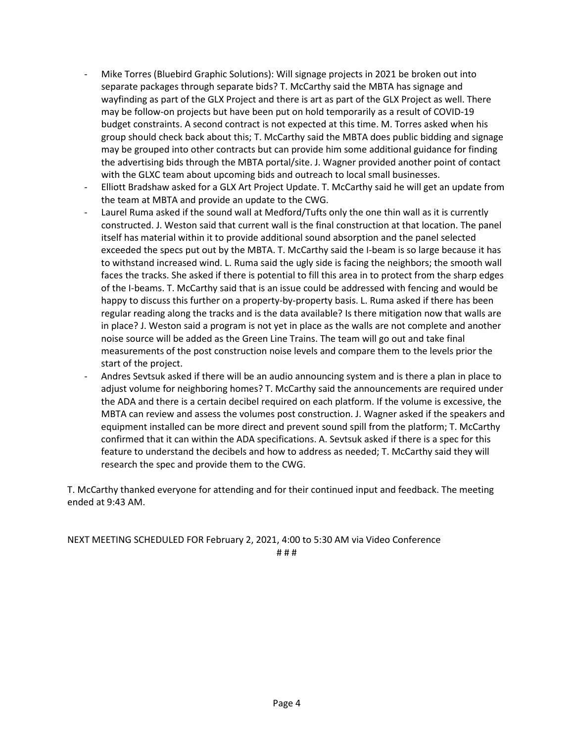- Mike Torres (Bluebird Graphic Solutions): Will signage projects in 2021 be broken out into separate packages through separate bids? T. McCarthy said the MBTA has signage and wayfinding as part of the GLX Project and there is art as part of the GLX Project as well. There may be follow-on projects but have been put on hold temporarily as a result of COVID-19 budget constraints. A second contract is not expected at this time. M. Torres asked when his group should check back about this; T. McCarthy said the MBTA does public bidding and signage may be grouped into other contracts but can provide him some additional guidance for finding the advertising bids through the MBTA portal/site. J. Wagner provided another point of contact with the GLXC team about upcoming bids and outreach to local small businesses.
- Elliott Bradshaw asked for a GLX Art Project Update. T. McCarthy said he will get an update from the team at MBTA and provide an update to the CWG.
- Laurel Ruma asked if the sound wall at Medford/Tufts only the one thin wall as it is currently constructed. J. Weston said that current wall is the final construction at that location. The panel itself has material within it to provide additional sound absorption and the panel selected exceeded the specs put out by the MBTA. T. McCarthy said the I-beam is so large because it has to withstand increased wind. L. Ruma said the ugly side is facing the neighbors; the smooth wall faces the tracks. She asked if there is potential to fill this area in to protect from the sharp edges of the I-beams. T. McCarthy said that is an issue could be addressed with fencing and would be happy to discuss this further on a property-by-property basis. L. Ruma asked if there has been regular reading along the tracks and is the data available? Is there mitigation now that walls are in place? J. Weston said a program is not yet in place as the walls are not complete and another noise source will be added as the Green Line Trains. The team will go out and take final measurements of the post construction noise levels and compare them to the levels prior the start of the project.
- Andres Sevtsuk asked if there will be an audio announcing system and is there a plan in place to adjust volume for neighboring homes? T. McCarthy said the announcements are required under the ADA and there is a certain decibel required on each platform. If the volume is excessive, the MBTA can review and assess the volumes post construction. J. Wagner asked if the speakers and equipment installed can be more direct and prevent sound spill from the platform; T. McCarthy confirmed that it can within the ADA specifications. A. Sevtsuk asked if there is a spec for this feature to understand the decibels and how to address as needed; T. McCarthy said they will research the spec and provide them to the CWG.

T. McCarthy thanked everyone for attending and for their continued input and feedback. The meeting ended at 9:43 AM.

NEXT MEETING SCHEDULED FOR February 2, 2021, 4:00 to 5:30 AM via Video Conference

# # #